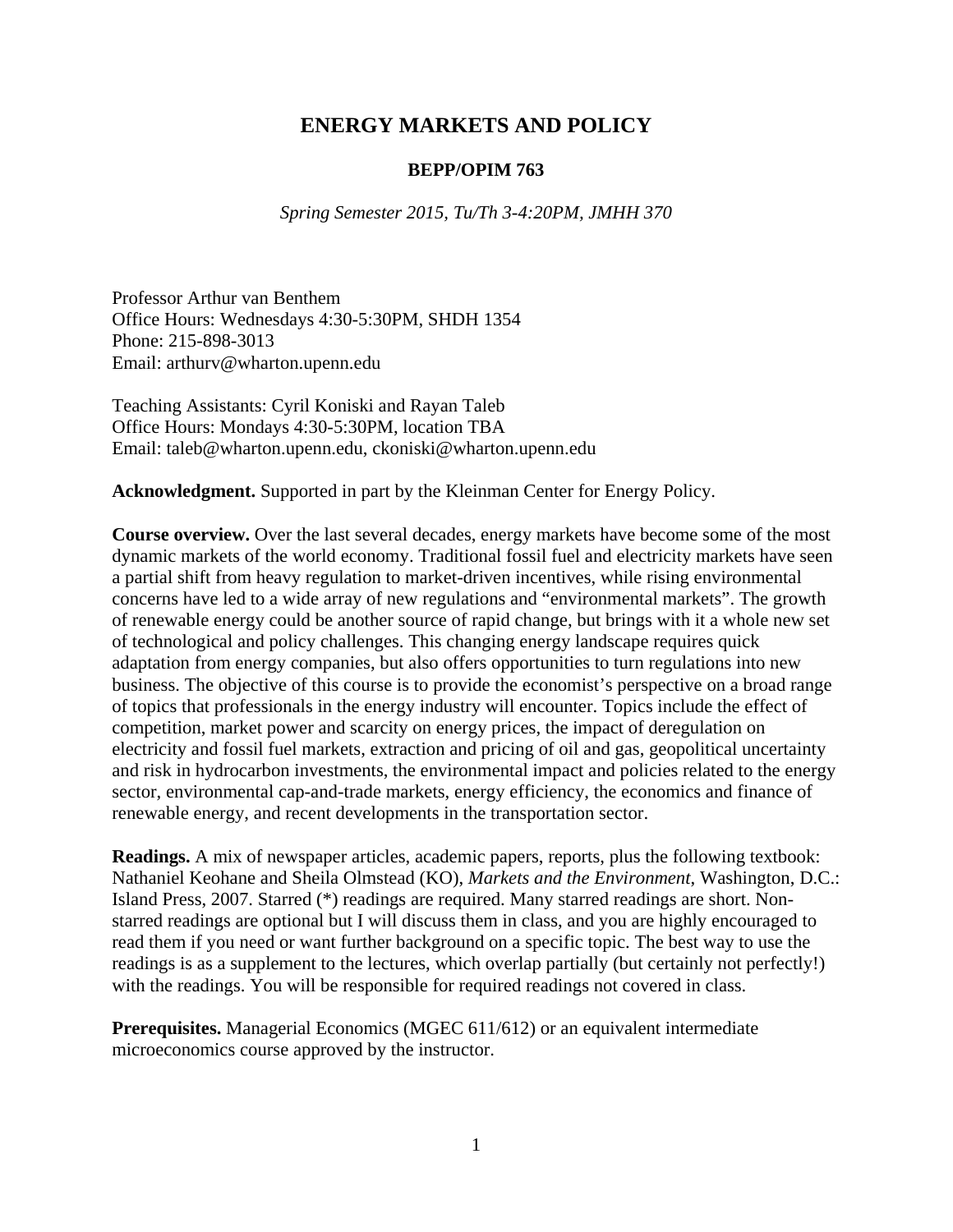# ENERGY MARKETS AND POLICY

## BEPP/OPIM 763

*Spring Semester 2015, Tu/Th 3-4:20PM, JMHH 370*

Professor Arthur van Benthem
Office Hours: Wednesdays 4:30-5:30PM, SHDH 1354
Phone: 215-898-3013
Email: arthurv@wharton.upenn.edu

Teaching Assistants: Cyril Koniski and Rayan Taleb
Office Hours: Mondays 4:30-5:30PM, location TBA
Email: taleb@wharton.upenn.edu, ckoniski@wharton.upenn.edu

**Acknowledgment.** Supported in part by the Kleinman Center for Energy Policy.

**Course overview.** Over the last several decades, energy markets have become some of the most dynamic markets of the world economy. Traditional fossil fuel and electricity markets have seen a partial shift from heavy regulation to market-driven incentives, while rising environmental concerns have led to a wide array of new regulations and "environmental markets". The growth of renewable energy could be another source of rapid change, but brings with it a whole new set of technological and policy challenges. This changing energy landscape requires quick adaptation from energy companies, but also offers opportunities to turn regulations into new business. The objective of this course is to provide the economist's perspective on a broad range of topics that professionals in the energy industry will encounter. Topics include the effect of competition, market power and scarcity on energy prices, the impact of deregulation on electricity and fossil fuel markets, extraction and pricing of oil and gas, geopolitical uncertainty and risk in hydrocarbon investments, the environmental impact and policies related to the energy sector, environmental cap-and-trade markets, energy efficiency, the economics and finance of renewable energy, and recent developments in the transportation sector.

**Readings.** A mix of newspaper articles, academic papers, reports, plus the following textbook: Nathaniel Keohane and Sheila Olmstead (KO), *Markets and the Environment*, Washington, D.C.: Island Press, 2007. Starred (*) readings are required. Many starred readings are short. Non-starred readings are optional but I will discuss them in class, and you are highly encouraged to read them if you need or want further background on a specific topic. The best way to use the readings is as a supplement to the lectures, which overlap partially (but certainly not perfectly!) with the readings. You will be responsible for required readings not covered in class.

**Prerequisites.** Managerial Economics (MGEC 611/612) or an equivalent intermediate microeconomics course approved by the instructor.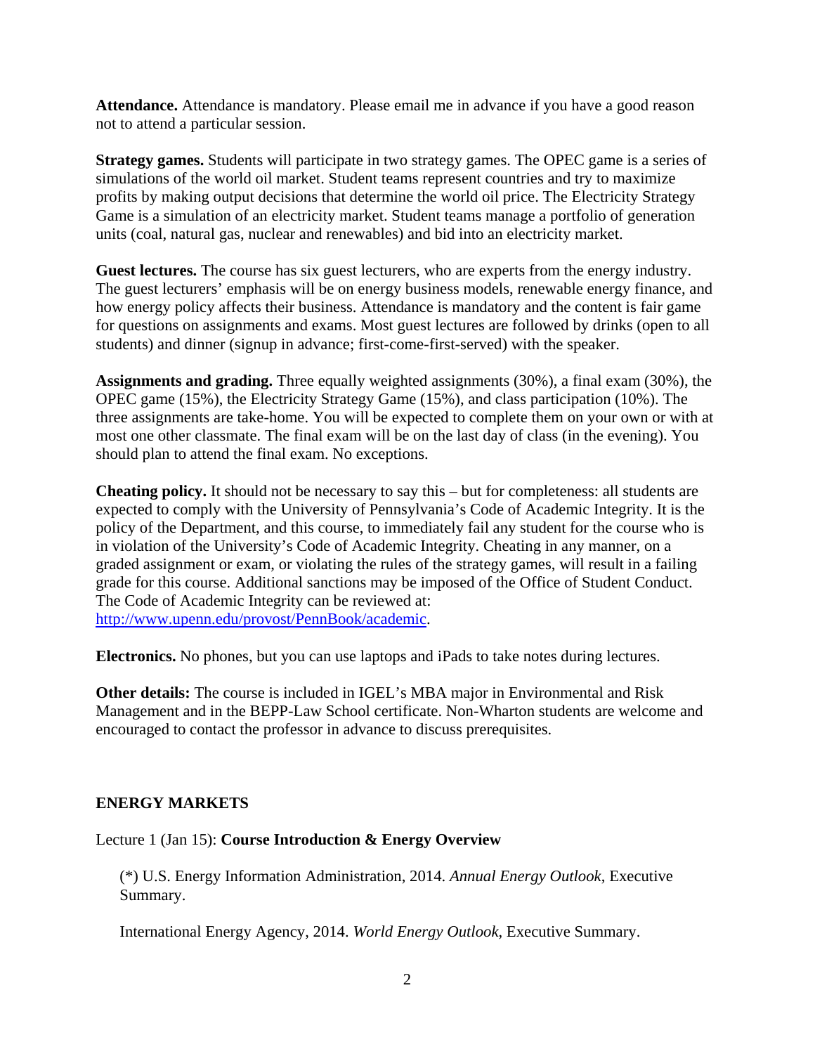**Attendance.** Attendance is mandatory. Please email me in advance if you have a good reason not to attend a particular session.

**Strategy games.** Students will participate in two strategy games. The OPEC game is a series of simulations of the world oil market. Student teams represent countries and try to maximize profits by making output decisions that determine the world oil price. The Electricity Strategy Game is a simulation of an electricity market. Student teams manage a portfolio of generation units (coal, natural gas, nuclear and renewables) and bid into an electricity market.

**Guest lectures.** The course has six guest lecturers, who are experts from the energy industry. The guest lecturers' emphasis will be on energy business models, renewable energy finance, and how energy policy affects their business. Attendance is mandatory and the content is fair game for questions on assignments and exams. Most guest lectures are followed by drinks (open to all students) and dinner (signup in advance; first-come-first-served) with the speaker.

**Assignments and grading.** Three equally weighted assignments (30%), a final exam (30%), the OPEC game (15%), the Electricity Strategy Game (15%), and class participation (10%). The three assignments are take-home. You will be expected to complete them on your own or with at most one other classmate. The final exam will be on the last day of class (in the evening). You should plan to attend the final exam. No exceptions.

**Cheating policy.** It should not be necessary to say this – but for completeness: all students are expected to comply with the University of Pennsylvania's Code of Academic Integrity. It is the policy of the Department, and this course, to immediately fail any student for the course who is in violation of the University's Code of Academic Integrity. Cheating in any manner, on a graded assignment or exam, or violating the rules of the strategy games, will result in a failing grade for this course. Additional sanctions may be imposed of the Office of Student Conduct. The Code of Academic Integrity can be reviewed at: [http://www.upenn.edu/provost/PennBook/academic](http://www.upenn.edu/provost/PennBook/academic).

**Electronics.** No phones, but you can use laptops and iPads to take notes during lectures.

**Other details:** The course is included in IGEL's MBA major in Environmental and Risk Management and in the BEPP-Law School certificate. Non-Wharton students are welcome and encouraged to contact the professor in advance to discuss prerequisites.

## ENERGY MARKETS

Lecture 1 (Jan 15): **Course Introduction & Energy Overview**

> (*) U.S. Energy Information Administration, 2014. *Annual Energy Outlook*, Executive Summary.
>
> International Energy Agency, 2014. *World Energy Outlook*, Executive Summary.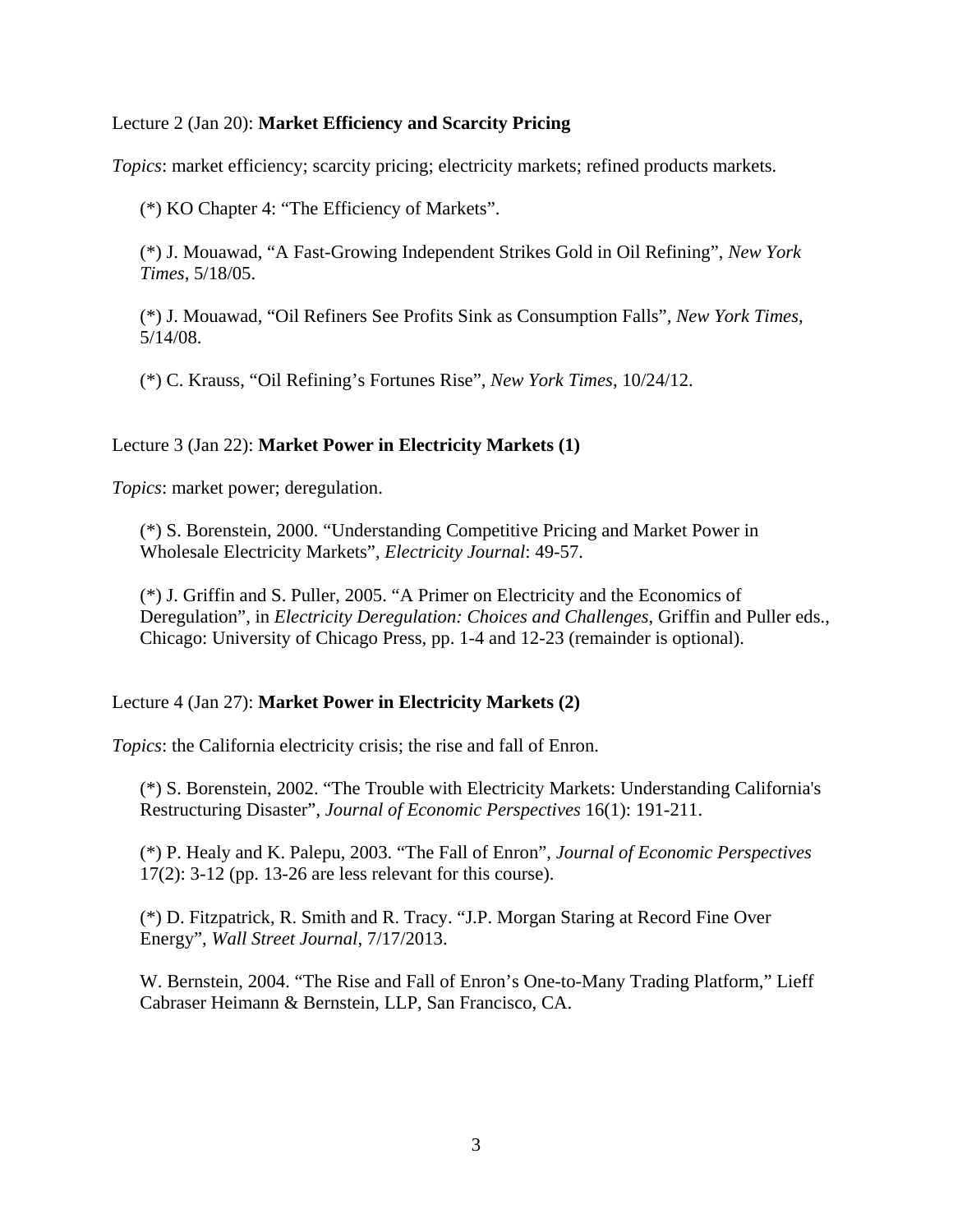Lecture 2 (Jan 20): **Market Efficiency and Scarcity Pricing**

*Topics*: market efficiency; scarcity pricing; electricity markets; refined products markets.

(*) KO Chapter 4: "The Efficiency of Markets".

(*) J. Mouawad, "A Fast-Growing Independent Strikes Gold in Oil Refining", *New York Times*, 5/18/05.

(*) J. Mouawad, "Oil Refiners See Profits Sink as Consumption Falls", *New York Times*, 5/14/08.

(*) C. Krauss, "Oil Refining's Fortunes Rise", *New York Times*, 10/24/12.

Lecture 3 (Jan 22): **Market Power in Electricity Markets (1)**

*Topics*: market power; deregulation.

(*) S. Borenstein, 2000. "Understanding Competitive Pricing and Market Power in Wholesale Electricity Markets", *Electricity Journal*: 49-57.

(*) J. Griffin and S. Puller, 2005. "A Primer on Electricity and the Economics of Deregulation", in *Electricity Deregulation: Choices and Challenges*, Griffin and Puller eds., Chicago: University of Chicago Press, pp. 1-4 and 12-23 (remainder is optional).

Lecture 4 (Jan 27): **Market Power in Electricity Markets (2)**

*Topics*: the California electricity crisis; the rise and fall of Enron.

(*) S. Borenstein, 2002. "The Trouble with Electricity Markets: Understanding California's Restructuring Disaster", *Journal of Economic Perspectives* 16(1): 191-211.

(*) P. Healy and K. Palepu, 2003. "The Fall of Enron", *Journal of Economic Perspectives* 17(2): 3-12 (pp. 13-26 are less relevant for this course).

(*) D. Fitzpatrick, R. Smith and R. Tracy. "J.P. Morgan Staring at Record Fine Over Energy", *Wall Street Journal*, 7/17/2013.

W. Bernstein, 2004. "The Rise and Fall of Enron's One-to-Many Trading Platform," Lieff Cabraser Heimann & Bernstein, LLP, San Francisco, CA.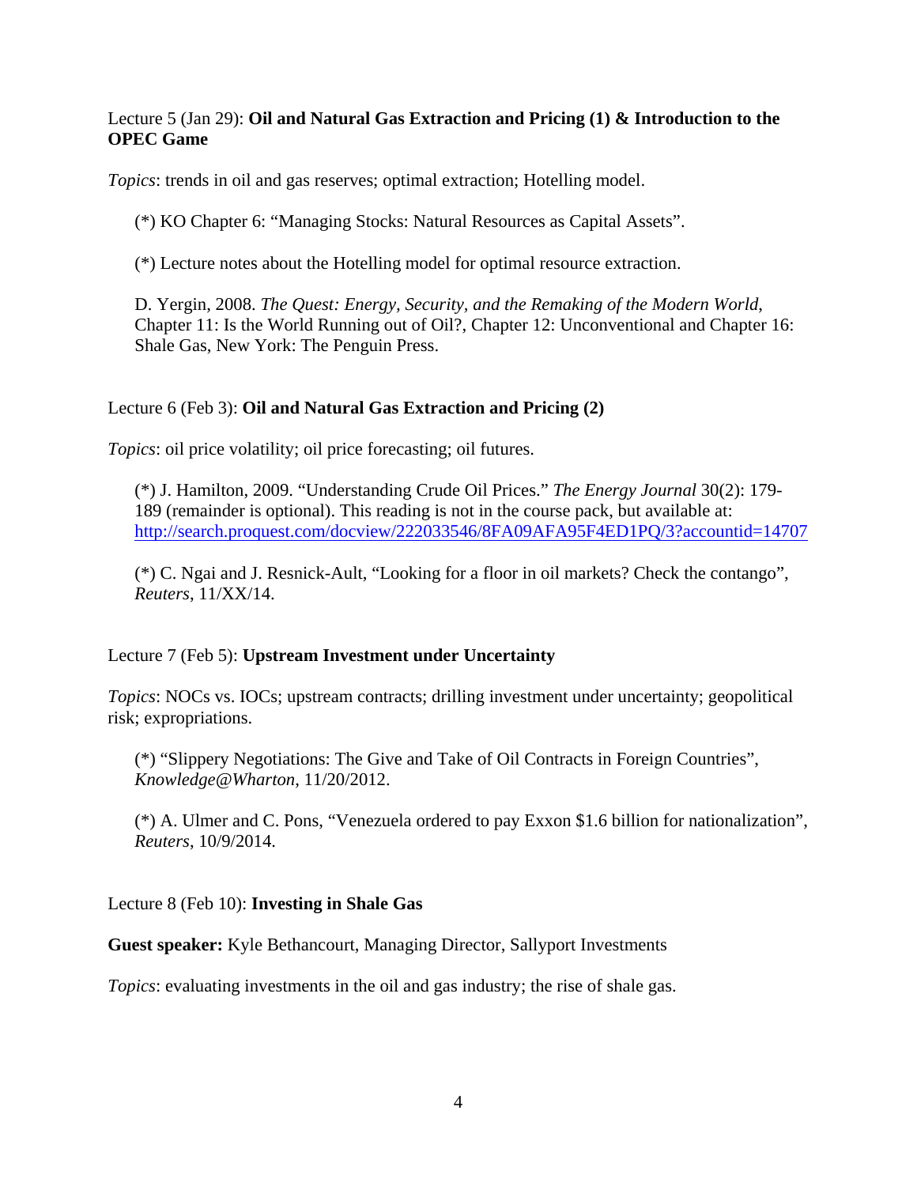Lecture 5 (Jan 29): **Oil and Natural Gas Extraction and Pricing (1) & Introduction to the OPEC Game**

*Topics*: trends in oil and gas reserves; optimal extraction; Hotelling model.

(*) KO Chapter 6: "Managing Stocks: Natural Resources as Capital Assets".

(*) Lecture notes about the Hotelling model for optimal resource extraction.

D. Yergin, 2008. *The Quest: Energy, Security, and the Remaking of the Modern World*, Chapter 11: Is the World Running out of Oil?, Chapter 12: Unconventional and Chapter 16: Shale Gas, New York: The Penguin Press.

Lecture 6 (Feb 3): **Oil and Natural Gas Extraction and Pricing (2)**

*Topics*: oil price volatility; oil price forecasting; oil futures.

(*) J. Hamilton, 2009. "Understanding Crude Oil Prices." *The Energy Journal* 30(2): 179-189 (remainder is optional). This reading is not in the course pack, but available at: http://search.proquest.com/docview/222033546/8FA09AFA95F4ED1PQ/3?accountid=14707

(*) C. Ngai and J. Resnick-Ault, "Looking for a floor in oil markets? Check the contango", *Reuters*, 11/XX/14.

Lecture 7 (Feb 5): **Upstream Investment under Uncertainty**

*Topics*: NOCs vs. IOCs; upstream contracts; drilling investment under uncertainty; geopolitical risk; expropriations.

(*) "Slippery Negotiations: The Give and Take of Oil Contracts in Foreign Countries", *Knowledge@Wharton*, 11/20/2012.

(*) A. Ulmer and C. Pons, "Venezuela ordered to pay Exxon $1.6 billion for nationalization", *Reuters*, 10/9/2014.

Lecture 8 (Feb 10): **Investing in Shale Gas**

**Guest speaker:** Kyle Bethancourt, Managing Director, Sallyport Investments

*Topics*: evaluating investments in the oil and gas industry; the rise of shale gas.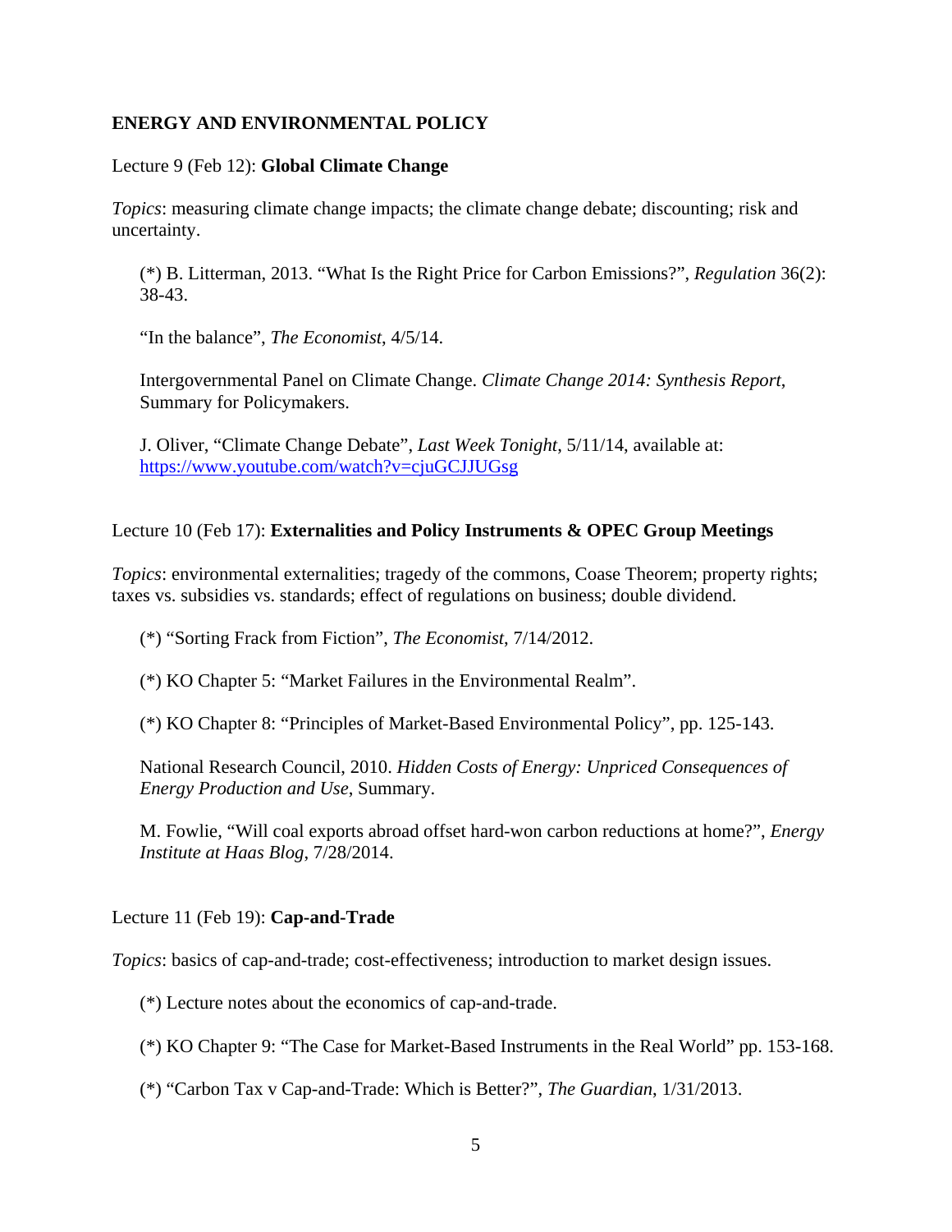**ENERGY AND ENVIRONMENTAL POLICY**

Lecture 9 (Feb 12): **Global Climate Change**

*Topics*: measuring climate change impacts; the climate change debate; discounting; risk and uncertainty.

(*) B. Litterman, 2013. "What Is the Right Price for Carbon Emissions?", *Regulation* 36(2): 38-43.

"In the balance", *The Economist*, 4/5/14.

Intergovernmental Panel on Climate Change. *Climate Change 2014: Synthesis Report*, Summary for Policymakers.

J. Oliver, "Climate Change Debate", *Last Week Tonight*, 5/11/14, available at: https://www.youtube.com/watch?v=cjuGCJJUGsg

Lecture 10 (Feb 17): **Externalities and Policy Instruments & OPEC Group Meetings**

*Topics*: environmental externalities; tragedy of the commons, Coase Theorem; property rights; taxes vs. subsidies vs. standards; effect of regulations on business; double dividend.

(*) "Sorting Frack from Fiction", *The Economist*, 7/14/2012.

(*) KO Chapter 5: "Market Failures in the Environmental Realm".

(*) KO Chapter 8: "Principles of Market-Based Environmental Policy", pp. 125-143.

National Research Council, 2010. *Hidden Costs of Energy: Unpriced Consequences of Energy Production and Use*, Summary.

M. Fowlie, "Will coal exports abroad offset hard-won carbon reductions at home?", *Energy Institute at Haas Blog*, 7/28/2014.

Lecture 11 (Feb 19): **Cap-and-Trade**

*Topics*: basics of cap-and-trade; cost-effectiveness; introduction to market design issues.

(*) Lecture notes about the economics of cap-and-trade.

(*) KO Chapter 9: "The Case for Market-Based Instruments in the Real World" pp. 153-168.

(*) "Carbon Tax v Cap-and-Trade: Which is Better?", *The Guardian*, 1/31/2013.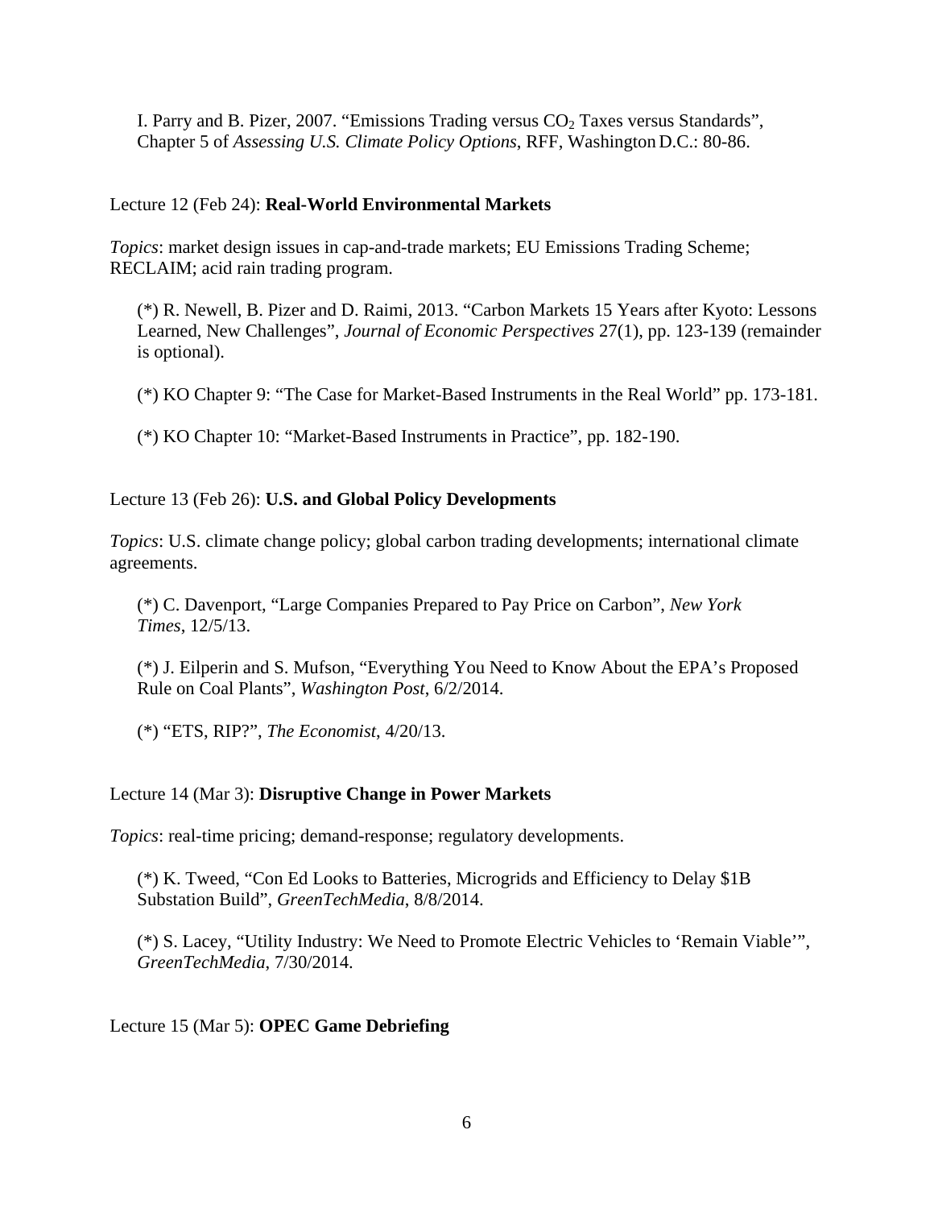I. Parry and B. Pizer, 2007. "Emissions Trading versus $CO_2$ Taxes versus Standards", Chapter 5 of *Assessing U.S. Climate Policy Options*, RFF, Washington D.C.: 80-86.

Lecture 12 (Feb 24): **Real-World Environmental Markets**

*Topics*: market design issues in cap-and-trade markets; EU Emissions Trading Scheme; RECLAIM; acid rain trading program.

(*) R. Newell, B. Pizer and D. Raimi, 2013. "Carbon Markets 15 Years after Kyoto: Lessons Learned, New Challenges", *Journal of Economic Perspectives* 27(1), pp. 123-139 (remainder is optional).

(*) KO Chapter 9: "The Case for Market-Based Instruments in the Real World" pp. 173-181.

(*) KO Chapter 10: "Market-Based Instruments in Practice", pp. 182-190.

Lecture 13 (Feb 26): **U.S. and Global Policy Developments**

*Topics*: U.S. climate change policy; global carbon trading developments; international climate agreements.

(*) C. Davenport, "Large Companies Prepared to Pay Price on Carbon", *New York Times*, 12/5/13.

(*) J. Eilperin and S. Mufson, "Everything You Need to Know About the EPA's Proposed Rule on Coal Plants", *Washington Post*, 6/2/2014.

(*) "ETS, RIP?", *The Economist*, 4/20/13.

Lecture 14 (Mar 3): **Disruptive Change in Power Markets**

*Topics*: real-time pricing; demand-response; regulatory developments.

(*) K. Tweed, "Con Ed Looks to Batteries, Microgrids and Efficiency to Delay $1B Substation Build", *GreenTechMedia*, 8/8/2014.

(*) S. Lacey, "Utility Industry: We Need to Promote Electric Vehicles to 'Remain Viable'", *GreenTechMedia*, 7/30/2014.

Lecture 15 (Mar 5): **OPEC Game Debriefing**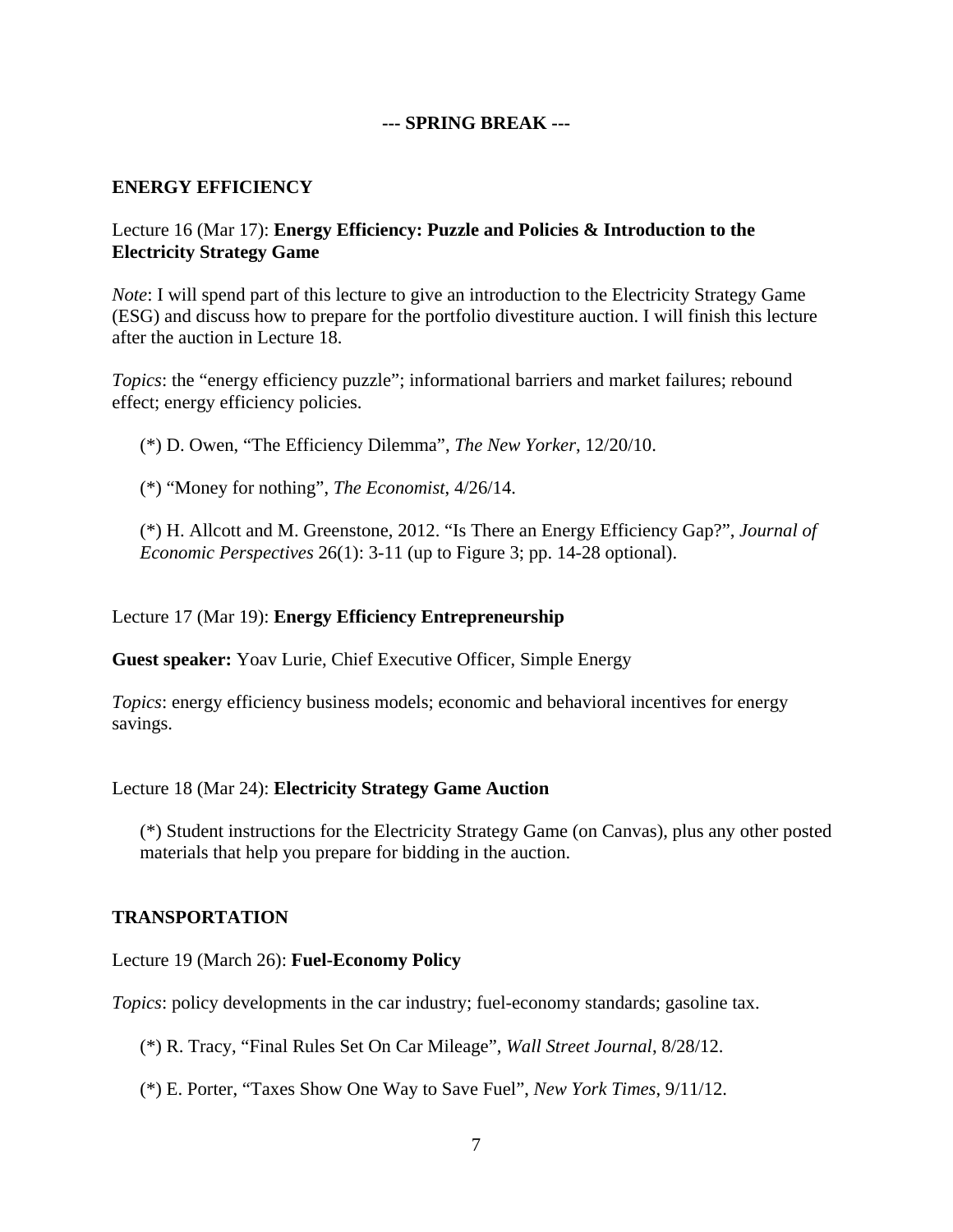**--- SPRING BREAK ---**

## ENERGY EFFICIENCY

Lecture 16 (Mar 17): **Energy Efficiency: Puzzle and Policies & Introduction to the Electricity Strategy Game**

*Note*: I will spend part of this lecture to give an introduction to the Electricity Strategy Game (ESG) and discuss how to prepare for the portfolio divestiture auction. I will finish this lecture after the auction in Lecture 18.

*Topics*: the "energy efficiency puzzle"; informational barriers and market failures; rebound effect; energy efficiency policies.

> (*) D. Owen, "The Efficiency Dilemma", *The New Yorker*, 12/20/10.
>
> (*) "Money for nothing", *The Economist*, 4/26/14.
>
> (*) H. Allcott and M. Greenstone, 2012. "Is There an Energy Efficiency Gap?", *Journal of Economic Perspectives* 26(1): 3-11 (up to Figure 3; pp. 14-28 optional).

Lecture 17 (Mar 19): **Energy Efficiency Entrepreneurship**

**Guest speaker:** Yoav Lurie, Chief Executive Officer, Simple Energy

*Topics*: energy efficiency business models; economic and behavioral incentives for energy savings.

Lecture 18 (Mar 24): **Electricity Strategy Game Auction**

> (*) Student instructions for the Electricity Strategy Game (on Canvas), plus any other posted materials that help you prepare for bidding in the auction.

## TRANSPORTATION

Lecture 19 (March 26): **Fuel-Economy Policy**

*Topics*: policy developments in the car industry; fuel-economy standards; gasoline tax.

> (*) R. Tracy, "Final Rules Set On Car Mileage", *Wall Street Journal*, 8/28/12.
>
> (*) E. Porter, "Taxes Show One Way to Save Fuel", *New York Times*, 9/11/12.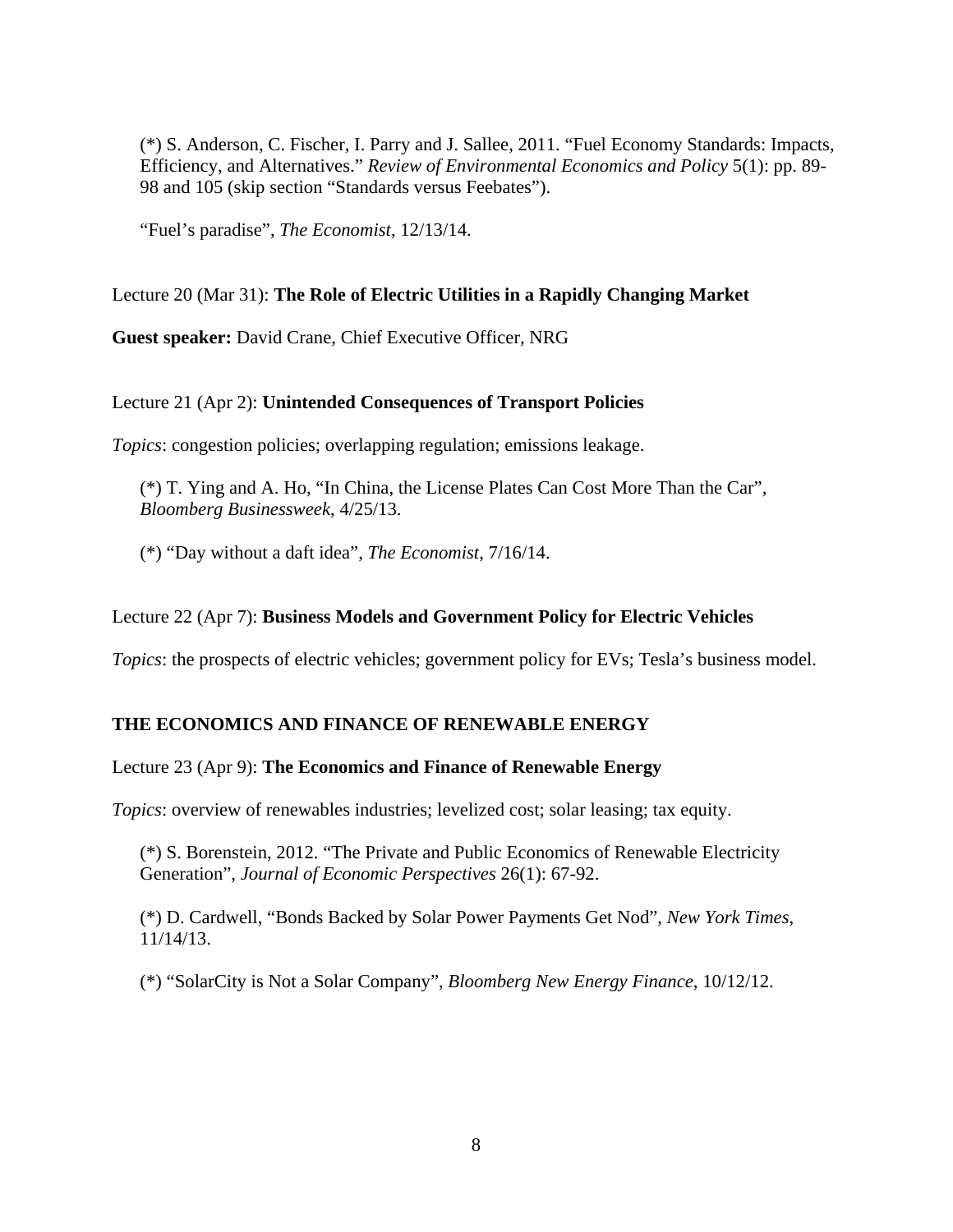(*) S. Anderson, C. Fischer, I. Parry and J. Sallee, 2011. "Fuel Economy Standards: Impacts, Efficiency, and Alternatives." *Review of Environmental Economics and Policy* 5(1): pp. 89-98 and 105 (skip section "Standards versus Feebates").

"Fuel's paradise", *The Economist*, 12/13/14.

Lecture 20 (Mar 31): **The Role of Electric Utilities in a Rapidly Changing Market**

**Guest speaker:** David Crane, Chief Executive Officer, NRG

Lecture 21 (Apr 2): **Unintended Consequences of Transport Policies**

*Topics*: congestion policies; overlapping regulation; emissions leakage.

(*) T. Ying and A. Ho, "In China, the License Plates Can Cost More Than the Car", *Bloomberg Businessweek*, 4/25/13.

(*) "Day without a daft idea", *The Economist*, 7/16/14.

Lecture 22 (Apr 7): **Business Models and Government Policy for Electric Vehicles**

*Topics*: the prospects of electric vehicles; government policy for EVs; Tesla's business model.

## THE ECONOMICS AND FINANCE OF RENEWABLE ENERGY

Lecture 23 (Apr 9): **The Economics and Finance of Renewable Energy**

*Topics*: overview of renewables industries; levelized cost; solar leasing; tax equity.

(*) S. Borenstein, 2012. "The Private and Public Economics of Renewable Electricity Generation", *Journal of Economic Perspectives* 26(1): 67-92.

(*) D. Cardwell, "Bonds Backed by Solar Power Payments Get Nod", *New York Times*, 11/14/13.

(*) "SolarCity is Not a Solar Company", *Bloomberg New Energy Finance*, 10/12/12.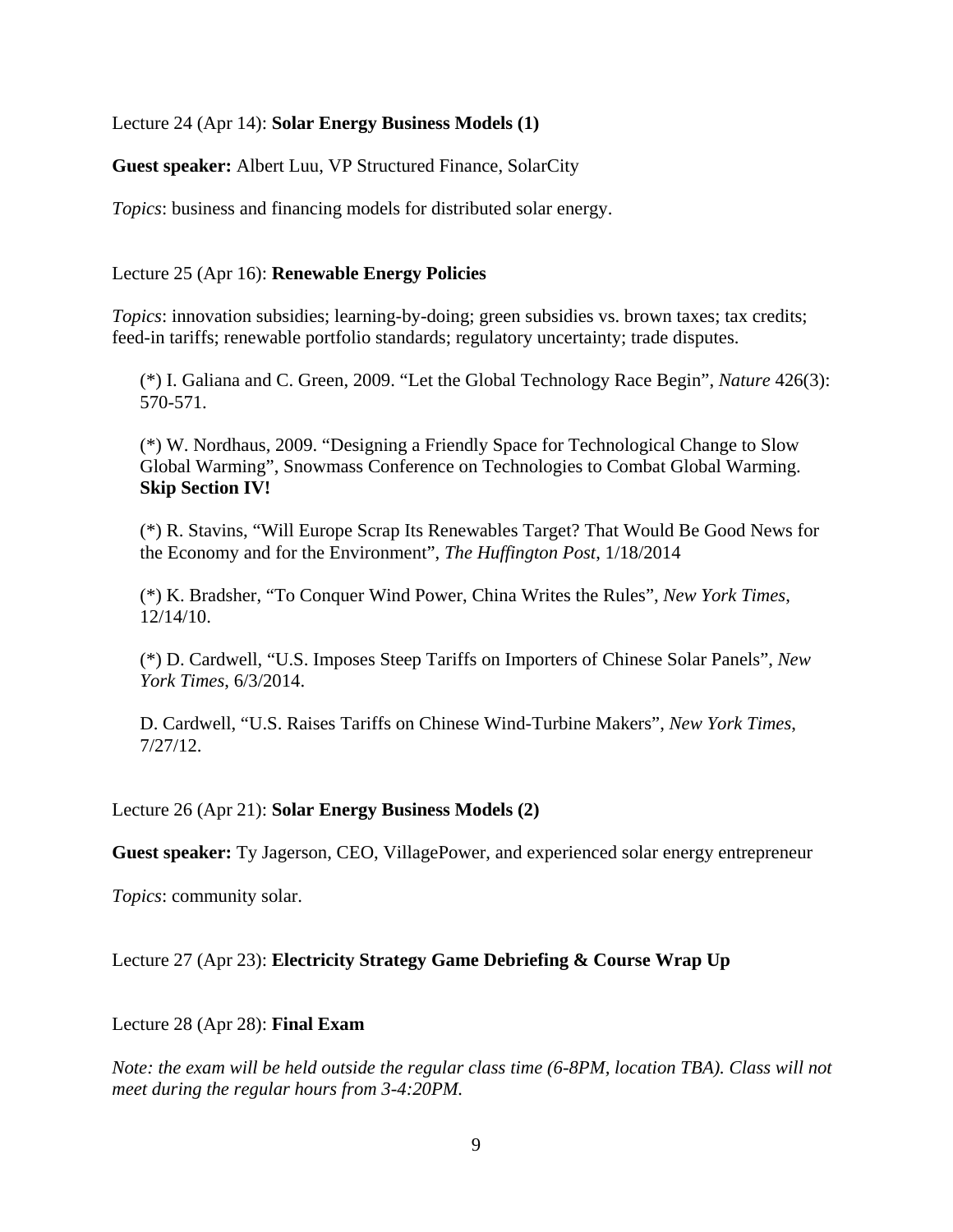Lecture 24 (Apr 14): **Solar Energy Business Models (1)**

**Guest speaker:** Albert Luu, VP Structured Finance, SolarCity

*Topics*: business and financing models for distributed solar energy.

Lecture 25 (Apr 16): **Renewable Energy Policies**

*Topics*: innovation subsidies; learning-by-doing; green subsidies vs. brown taxes; tax credits; feed-in tariffs; renewable portfolio standards; regulatory uncertainty; trade disputes.

(*) I. Galiana and C. Green, 2009. "Let the Global Technology Race Begin", *Nature* 426(3): 570-571.

(*) W. Nordhaus, 2009. "Designing a Friendly Space for Technological Change to Slow Global Warming", Snowmass Conference on Technologies to Combat Global Warming. **Skip Section IV!**

(*) R. Stavins, "Will Europe Scrap Its Renewables Target? That Would Be Good News for the Economy and for the Environment", *The Huffington Post*, 1/18/2014

(*) K. Bradsher, "To Conquer Wind Power, China Writes the Rules", *New York Times*, 12/14/10.

(*) D. Cardwell, "U.S. Imposes Steep Tariffs on Importers of Chinese Solar Panels", *New York Times*, 6/3/2014.

D. Cardwell, "U.S. Raises Tariffs on Chinese Wind-Turbine Makers", *New York Times*, 7/27/12.

Lecture 26 (Apr 21): **Solar Energy Business Models (2)**

**Guest speaker:** Ty Jagerson, CEO, VillagePower, and experienced solar energy entrepreneur

*Topics*: community solar.

Lecture 27 (Apr 23): **Electricity Strategy Game Debriefing & Course Wrap Up**

Lecture 28 (Apr 28): **Final Exam**

*Note: the exam will be held outside the regular class time (6-8PM, location TBA). Class will not meet during the regular hours from 3-4:20PM.*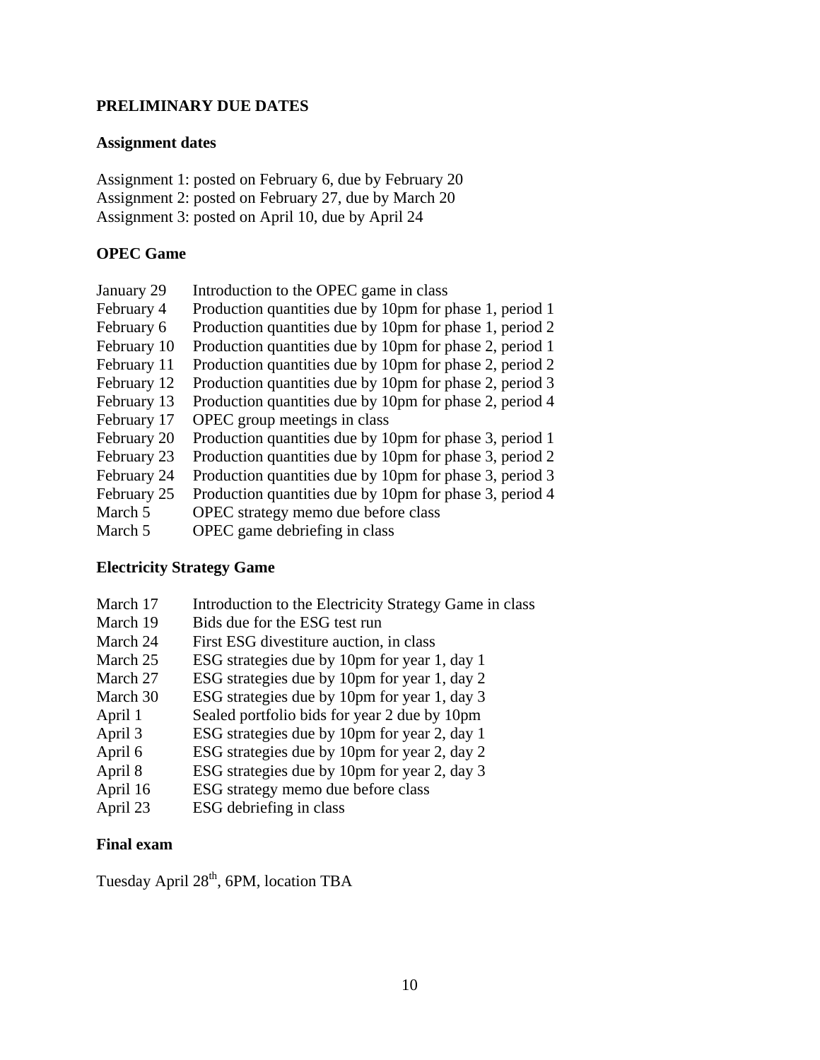**PRELIMINARY DUE DATES**

**Assignment dates**

Assignment 1: posted on February 6, due by February 20
Assignment 2: posted on February 27, due by March 20
Assignment 3: posted on April 10, due by April 24

**OPEC Game**

| | |
|---|---|
| January 29 | Introduction to the OPEC game in class |
| February 4 | Production quantities due by 10pm for phase 1, period 1 |
| February 6 | Production quantities due by 10pm for phase 1, period 2 |
| February 10 | Production quantities due by 10pm for phase 2, period 1 |
| February 11 | Production quantities due by 10pm for phase 2, period 2 |
| February 12 | Production quantities due by 10pm for phase 2, period 3 |
| February 13 | Production quantities due by 10pm for phase 2, period 4 |
| February 17 | OPEC group meetings in class |
| February 20 | Production quantities due by 10pm for phase 3, period 1 |
| February 23 | Production quantities due by 10pm for phase 3, period 2 |
| February 24 | Production quantities due by 10pm for phase 3, period 3 |
| February 25 | Production quantities due by 10pm for phase 3, period 4 |
| March 5 | OPEC strategy memo due before class |
| March 5 | OPEC game debriefing in class |

**Electricity Strategy Game**

| | |
|---|---|
| March 17 | Introduction to the Electricity Strategy Game in class |
| March 19 | Bids due for the ESG test run |
| March 24 | First ESG divestiture auction, in class |
| March 25 | ESG strategies due by 10pm for year 1, day 1 |
| March 27 | ESG strategies due by 10pm for year 1, day 2 |
| March 30 | ESG strategies due by 10pm for year 1, day 3 |
| April 1 | Sealed portfolio bids for year 2 due by 10pm |
| April 3 | ESG strategies due by 10pm for year 2, day 1 |
| April 6 | ESG strategies due by 10pm for year 2, day 2 |
| April 8 | ESG strategies due by 10pm for year 2, day 3 |
| April 16 | ESG strategy memo due before class |
| April 23 | ESG debriefing in class |

**Final exam**

Tuesday April 28th, 6PM, location TBA